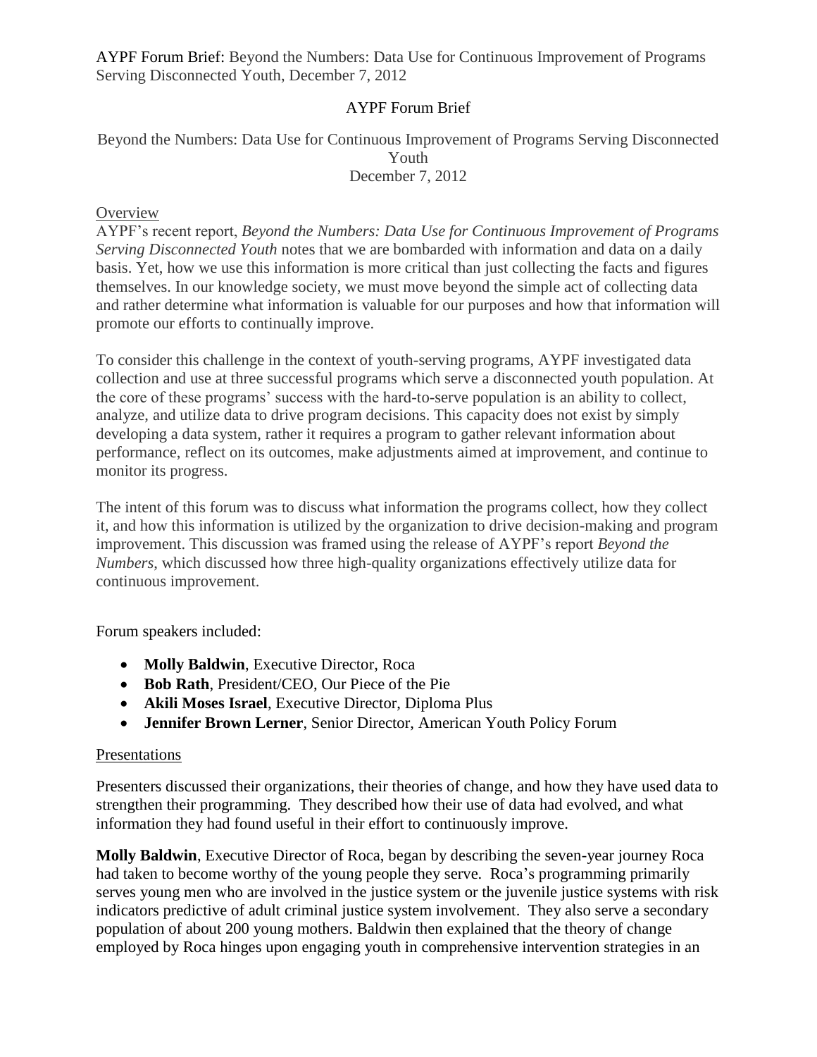# AYPF Forum Brief

## Beyond the Numbers: Data Use for Continuous Improvement of Programs Serving Disconnected Youth

December 7, 2012

### Overview

AYPF's recent report, *Beyond the Numbers: Data Use for Continuous Improvement of Programs Serving Disconnected Youth* notes that we are bombarded with information and data on a daily basis. Yet, how we use this information is more critical than just collecting the facts and figures themselves. In our knowledge society, we must move beyond the simple act of collecting data and rather determine what information is valuable for our purposes and how that information will promote our efforts to continually improve.

To consider this challenge in the context of youth-serving programs, AYPF investigated data collection and use at three successful programs which serve a disconnected youth population. At the core of these programs' success with the hard-to-serve population is an ability to collect, analyze, and utilize data to drive program decisions. This capacity does not exist by simply developing a data system, rather it requires a program to gather relevant information about performance, reflect on its outcomes, make adjustments aimed at improvement, and continue to monitor its progress.

The intent of this forum was to discuss what information the programs collect, how they collect it, and how this information is utilized by the organization to drive decision-making and program improvement. This discussion was framed using the release of AYPF's report *Beyond the Numbers*, which discussed how three high-quality organizations effectively utilize data for continuous improvement.

Forum speakers included:

- **Molly Baldwin**, Executive Director, Roca
- **Bob Rath**, President/CEO, Our Piece of the Pie
- **Akili Moses Israel**, Executive Director, Diploma Plus
- **Jennifer Brown Lerner**, Senior Director, American Youth Policy Forum

### Presentations

Presenters discussed their organizations, their theories of change, and how they have used data to strengthen their programming. They described how their use of data had evolved, and what information they had found useful in their effort to continuously improve.

**Molly Baldwin**, Executive Director of Roca, began by describing the seven-year journey Roca had taken to become worthy of the young people they serve. Roca's programming primarily serves young men who are involved in the justice system or the juvenile justice systems with risk indicators predictive of adult criminal justice system involvement. They also serve a secondary population of about 200 young mothers. Baldwin then explained that the theory of change employed by Roca hinges upon engaging youth in comprehensive intervention strategies in an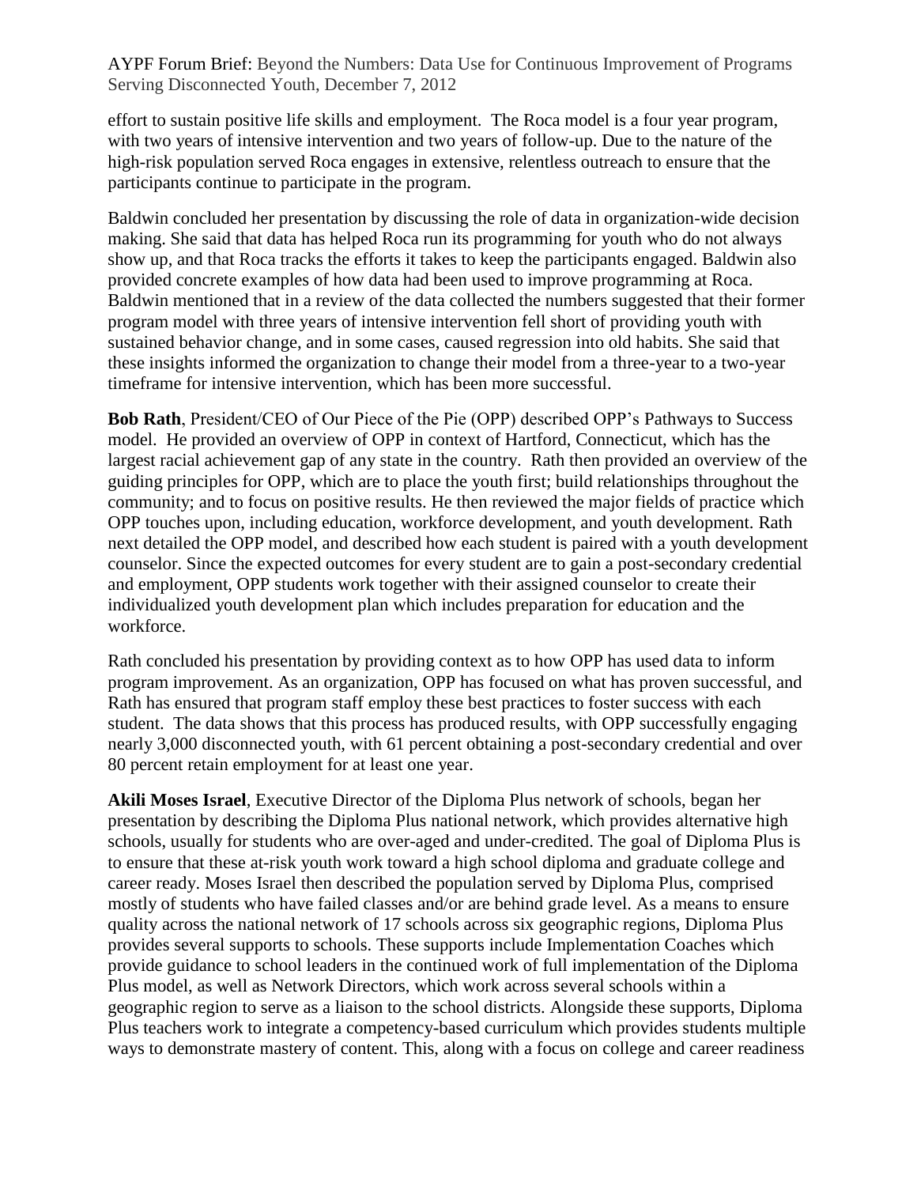effort to sustain positive life skills and employment. The Roca model is a four year program, with two years of intensive intervention and two years of follow-up. Due to the nature of the high-risk population served Roca engages in extensive, relentless outreach to ensure that the participants continue to participate in the program.

Baldwin concluded her presentation by discussing the role of data in organization-wide decision making. She said that data has helped Roca run its programming for youth who do not always show up, and that Roca tracks the efforts it takes to keep the participants engaged. Baldwin also provided concrete examples of how data had been used to improve programming at Roca. Baldwin mentioned that in a review of the data collected the numbers suggested that their former program model with three years of intensive intervention fell short of providing youth with sustained behavior change, and in some cases, caused regression into old habits. She said that these insights informed the organization to change their model from a three-year to a two-year timeframe for intensive intervention, which has been more successful.

**Bob Rath**, President/CEO of Our Piece of the Pie (OPP) described OPP's Pathways to Success model. He provided an overview of OPP in context of Hartford, Connecticut, which has the largest racial achievement gap of any state in the country. Rath then provided an overview of the guiding principles for OPP, which are to place the youth first; build relationships throughout the community; and to focus on positive results. He then reviewed the major fields of practice which OPP touches upon, including education, workforce development, and youth development. Rath next detailed the OPP model, and described how each student is paired with a youth development counselor. Since the expected outcomes for every student are to gain a post-secondary credential and employment, OPP students work together with their assigned counselor to create their individualized youth development plan which includes preparation for education and the workforce.

Rath concluded his presentation by providing context as to how OPP has used data to inform program improvement. As an organization, OPP has focused on what has proven successful, and Rath has ensured that program staff employ these best practices to foster success with each student. The data shows that this process has produced results, with OPP successfully engaging nearly 3,000 disconnected youth, with 61 percent obtaining a post-secondary credential and over 80 percent retain employment for at least one year.

**Akili Moses Israel**, Executive Director of the Diploma Plus network of schools, began her presentation by describing the Diploma Plus national network, which provides alternative high schools, usually for students who are over-aged and under-credited. The goal of Diploma Plus is to ensure that these at-risk youth work toward a high school diploma and graduate college and career ready. Moses Israel then described the population served by Diploma Plus, comprised mostly of students who have failed classes and/or are behind grade level. As a means to ensure quality across the national network of 17 schools across six geographic regions, Diploma Plus provides several supports to schools. These supports include Implementation Coaches which provide guidance to school leaders in the continued work of full implementation of the Diploma Plus model, as well as Network Directors, which work across several schools within a geographic region to serve as a liaison to the school districts. Alongside these supports, Diploma Plus teachers work to integrate a competency-based curriculum which provides students multiple ways to demonstrate mastery of content. This, along with a focus on college and career readiness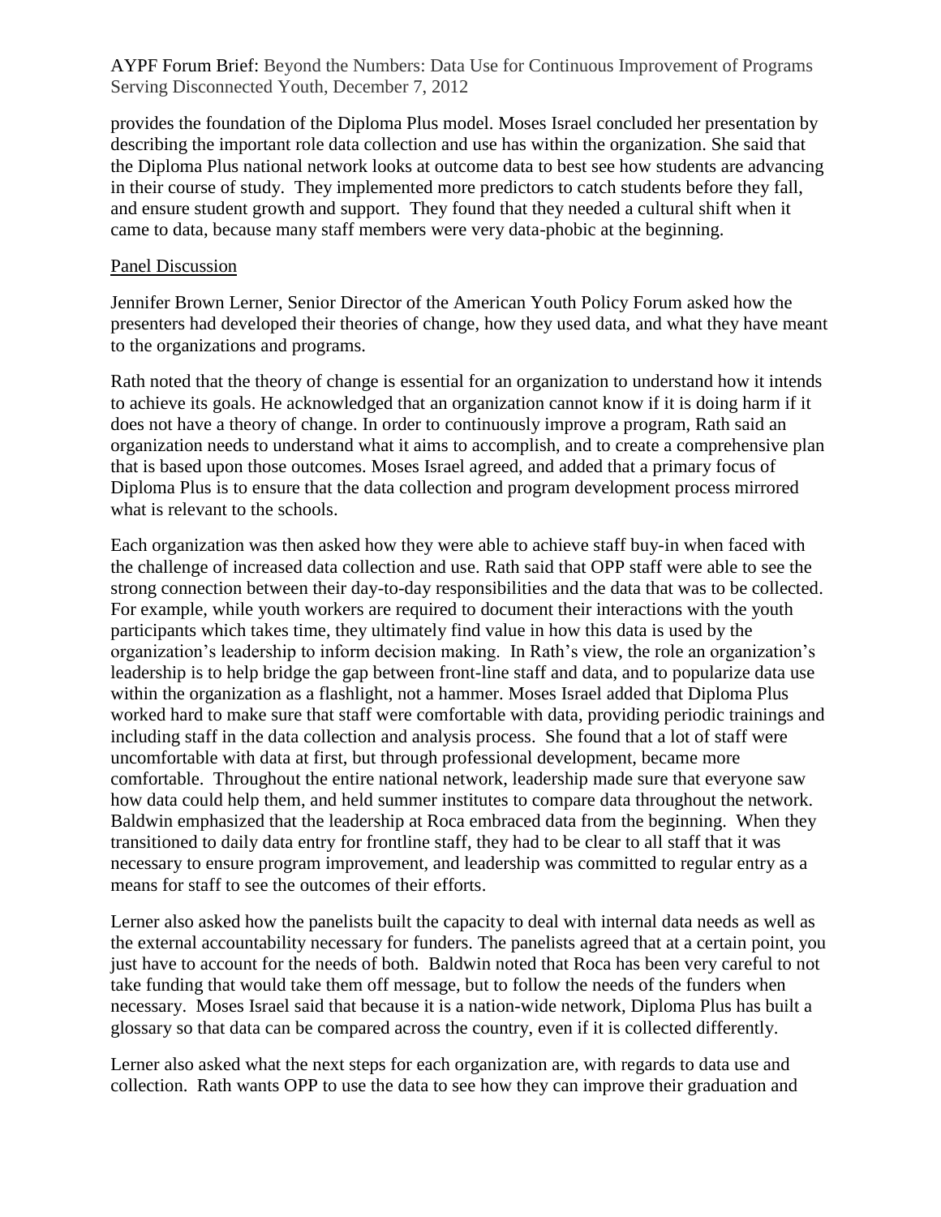provides the foundation of the Diploma Plus model. Moses Israel concluded her presentation by describing the important role data collection and use has within the organization. She said that the Diploma Plus national network looks at outcome data to best see how students are advancing in their course of study. They implemented more predictors to catch students before they fall, and ensure student growth and support. They found that they needed a cultural shift when it came to data, because many staff members were very data-phobic at the beginning.

## Panel Discussion

Jennifer Brown Lerner, Senior Director of the American Youth Policy Forum asked how the presenters had developed their theories of change, how they used data, and what they have meant to the organizations and programs.

Rath noted that the theory of change is essential for an organization to understand how it intends to achieve its goals. He acknowledged that an organization cannot know if it is doing harm if it does not have a theory of change. In order to continuously improve a program, Rath said an organization needs to understand what it aims to accomplish, and to create a comprehensive plan that is based upon those outcomes. Moses Israel agreed, and added that a primary focus of Diploma Plus is to ensure that the data collection and program development process mirrored what is relevant to the schools.

Each organization was then asked how they were able to achieve staff buy-in when faced with the challenge of increased data collection and use. Rath said that OPP staff were able to see the strong connection between their day-to-day responsibilities and the data that was to be collected. For example, while youth workers are required to document their interactions with the youth participants which takes time, they ultimately find value in how this data is used by the organization's leadership to inform decision making. In Rath's view, the role an organization's leadership is to help bridge the gap between front-line staff and data, and to popularize data use within the organization as a flashlight, not a hammer. Moses Israel added that Diploma Plus worked hard to make sure that staff were comfortable with data, providing periodic trainings and including staff in the data collection and analysis process. She found that a lot of staff were uncomfortable with data at first, but through professional development, became more comfortable. Throughout the entire national network, leadership made sure that everyone saw how data could help them, and held summer institutes to compare data throughout the network. Baldwin emphasized that the leadership at Roca embraced data from the beginning. When they transitioned to daily data entry for frontline staff, they had to be clear to all staff that it was necessary to ensure program improvement, and leadership was committed to regular entry as a means for staff to see the outcomes of their efforts.

Lerner also asked how the panelists built the capacity to deal with internal data needs as well as the external accountability necessary for funders. The panelists agreed that at a certain point, you just have to account for the needs of both. Baldwin noted that Roca has been very careful to not take funding that would take them off message, but to follow the needs of the funders when necessary. Moses Israel said that because it is a nation-wide network, Diploma Plus has built a glossary so that data can be compared across the country, even if it is collected differently.

Lerner also asked what the next steps for each organization are, with regards to data use and collection. Rath wants OPP to use the data to see how they can improve their graduation and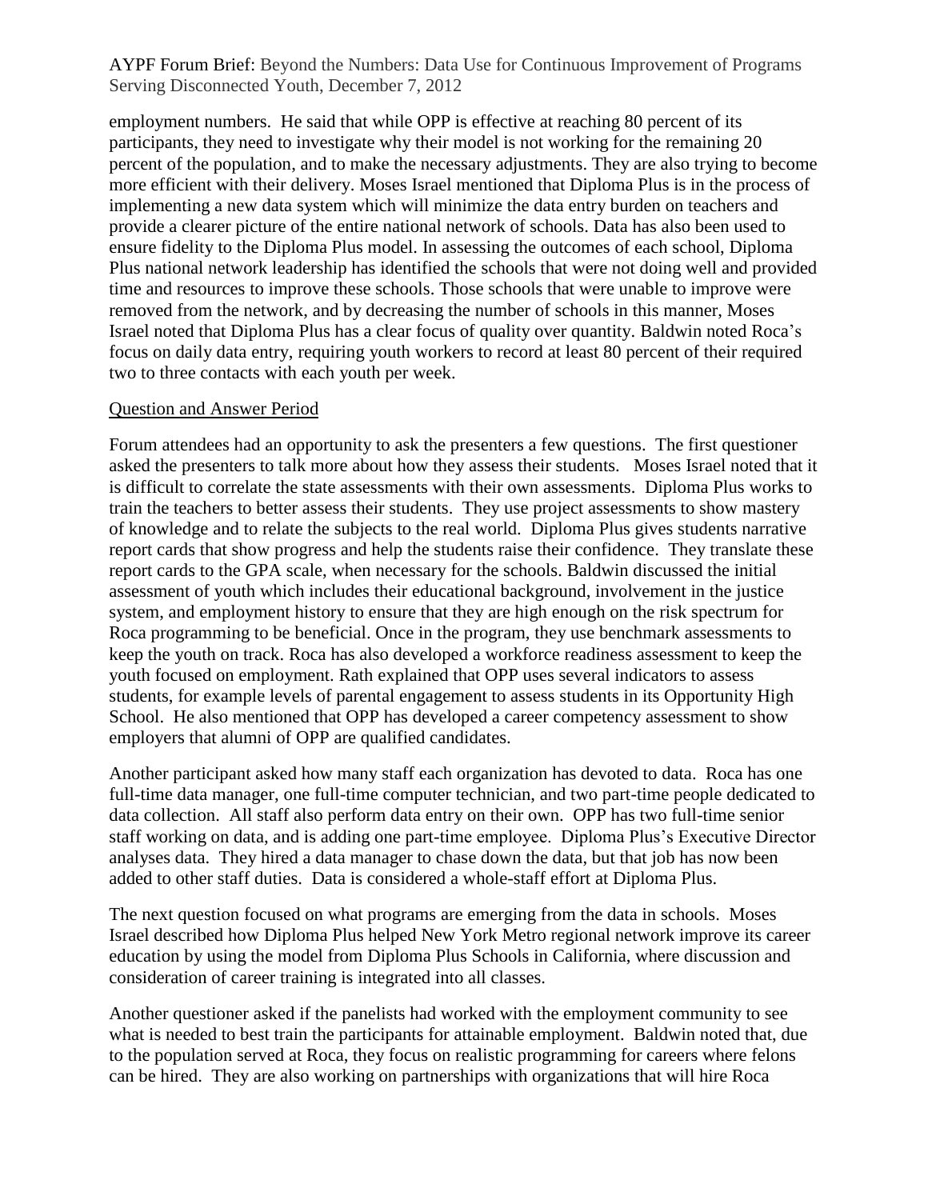employment numbers. He said that while OPP is effective at reaching 80 percent of its participants, they need to investigate why their model is not working for the remaining 20 percent of the population, and to make the necessary adjustments. They are also trying to become more efficient with their delivery. Moses Israel mentioned that Diploma Plus is in the process of implementing a new data system which will minimize the data entry burden on teachers and provide a clearer picture of the entire national network of schools. Data has also been used to ensure fidelity to the Diploma Plus model. In assessing the outcomes of each school, Diploma Plus national network leadership has identified the schools that were not doing well and provided time and resources to improve these schools. Those schools that were unable to improve were removed from the network, and by decreasing the number of schools in this manner, Moses Israel noted that Diploma Plus has a clear focus of quality over quantity. Baldwin noted Roca's focus on daily data entry, requiring youth workers to record at least 80 percent of their required two to three contacts with each youth per week.

## Question and Answer Period

Forum attendees had an opportunity to ask the presenters a few questions. The first questioner asked the presenters to talk more about how they assess their students. Moses Israel noted that it is difficult to correlate the state assessments with their own assessments. Diploma Plus works to train the teachers to better assess their students. They use project assessments to show mastery of knowledge and to relate the subjects to the real world. Diploma Plus gives students narrative report cards that show progress and help the students raise their confidence. They translate these report cards to the GPA scale, when necessary for the schools. Baldwin discussed the initial assessment of youth which includes their educational background, involvement in the justice system, and employment history to ensure that they are high enough on the risk spectrum for Roca programming to be beneficial. Once in the program, they use benchmark assessments to keep the youth on track. Roca has also developed a workforce readiness assessment to keep the youth focused on employment. Rath explained that OPP uses several indicators to assess students, for example levels of parental engagement to assess students in its Opportunity High School. He also mentioned that OPP has developed a career competency assessment to show employers that alumni of OPP are qualified candidates.

Another participant asked how many staff each organization has devoted to data. Roca has one full-time data manager, one full-time computer technician, and two part-time people dedicated to data collection. All staff also perform data entry on their own. OPP has two full-time senior staff working on data, and is adding one part-time employee. Diploma Plus's Executive Director analyses data. They hired a data manager to chase down the data, but that job has now been added to other staff duties. Data is considered a whole-staff effort at Diploma Plus.

The next question focused on what programs are emerging from the data in schools. Moses Israel described how Diploma Plus helped New York Metro regional network improve its career education by using the model from Diploma Plus Schools in California, where discussion and consideration of career training is integrated into all classes.

Another questioner asked if the panelists had worked with the employment community to see what is needed to best train the participants for attainable employment. Baldwin noted that, due to the population served at Roca, they focus on realistic programming for careers where felons can be hired. They are also working on partnerships with organizations that will hire Roca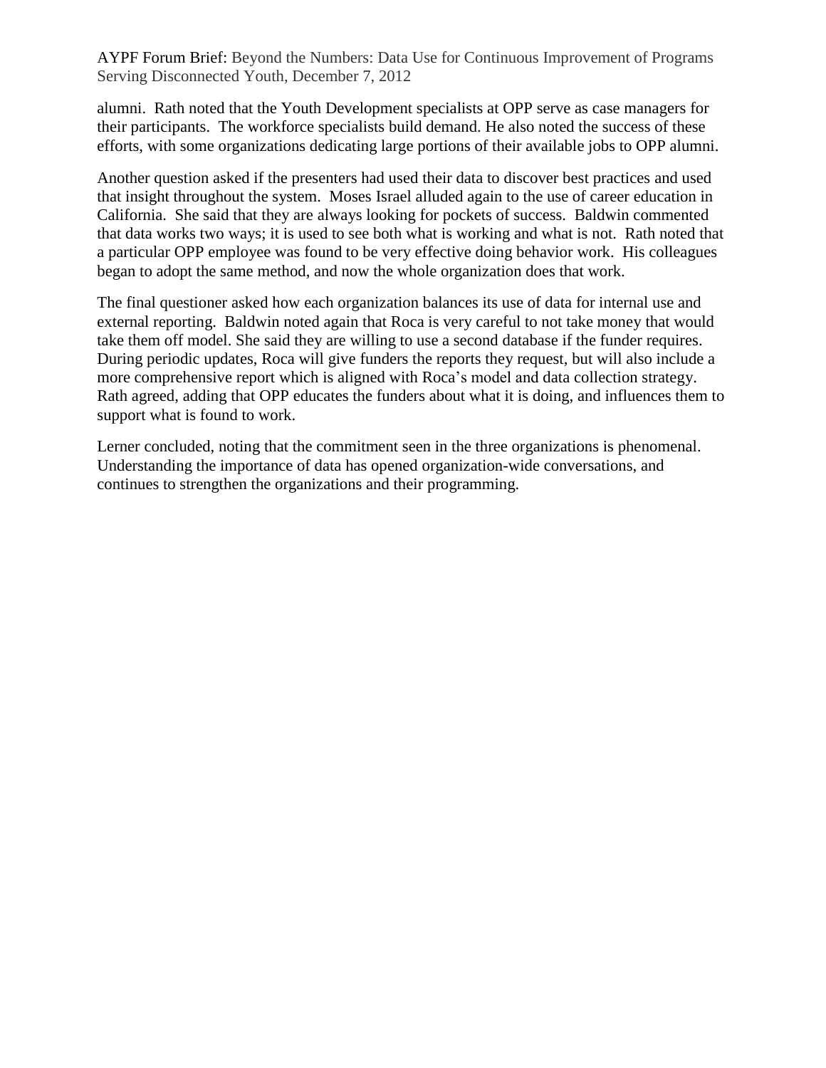alumni. Rath noted that the Youth Development specialists at OPP serve as case managers for their participants. The workforce specialists build demand. He also noted the success of these efforts, with some organizations dedicating large portions of their available jobs to OPP alumni.

Another question asked if the presenters had used their data to discover best practices and used that insight throughout the system. Moses Israel alluded again to the use of career education in California. She said that they are always looking for pockets of success. Baldwin commented that data works two ways; it is used to see both what is working and what is not. Rath noted that a particular OPP employee was found to be very effective doing behavior work. His colleagues began to adopt the same method, and now the whole organization does that work.

The final questioner asked how each organization balances its use of data for internal use and external reporting. Baldwin noted again that Roca is very careful to not take money that would take them off model. She said they are willing to use a second database if the funder requires. During periodic updates, Roca will give funders the reports they request, but will also include a more comprehensive report which is aligned with Roca's model and data collection strategy. Rath agreed, adding that OPP educates the funders about what it is doing, and influences them to support what is found to work.

Lerner concluded, noting that the commitment seen in the three organizations is phenomenal. Understanding the importance of data has opened organization-wide conversations, and continues to strengthen the organizations and their programming.